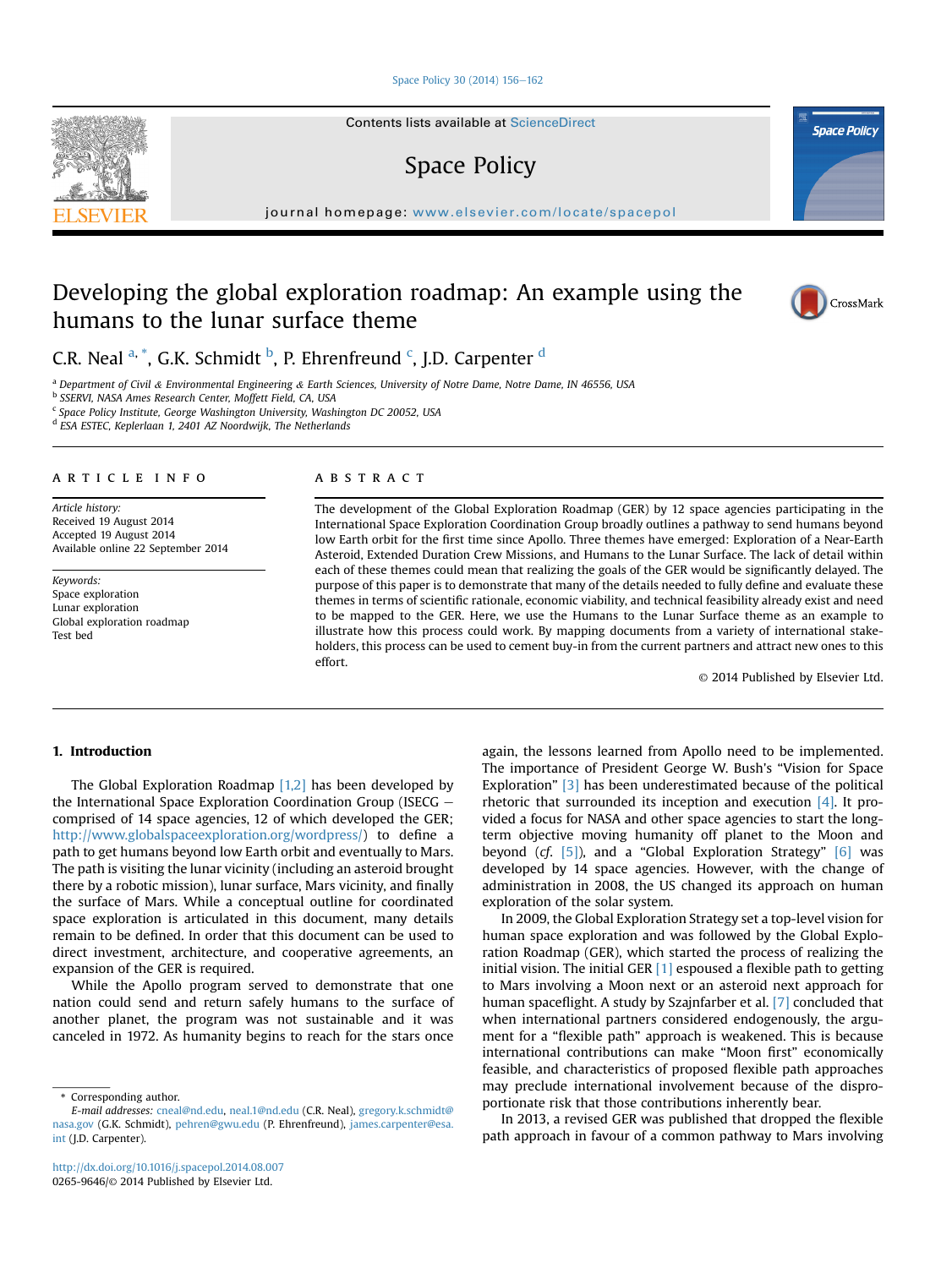# Developing the global exploration roadmap: An example using the humans to the lunar surface theme

C.R. Neal [a,*], G.K. Schmidt [b], P. Ehrenfreund [c], J.D. Carpenter [d]

[a] Department of Civil & Environmental Engineering & Earth Sciences, University of Notre Dame, Notre Dame, IN 46556, USA
[b] SSERVI, NASA Ames Research Center, Moffett Field, CA, USA
[c] Space Policy Institute, George Washington University, Washington DC 20052, USA
[d] ESA ESTEC, Keplerlaan 1, 2401 AZ Noordwijk, The Netherlands

## ARTICLE INFO

*Article history:*
Received 19 August 2014
Accepted 19 August 2014
Available online 22 September 2014

*Keywords:*
Space exploration
Lunar exploration
Global exploration roadmap
Test bed

## ABSTRACT

The development of the Global Exploration Roadmap (GER) by 12 space agencies participating in the International Space Exploration Coordination Group broadly outlines a pathway to send humans beyond low Earth orbit for the first time since Apollo. Three themes have emerged: Exploration of a Near-Earth Asteroid, Extended Duration Crew Missions, and Humans to the Lunar Surface. The lack of detail within each of these themes could mean that realizing the goals of the GER would be significantly delayed. The purpose of this paper is to demonstrate that many of the details needed to fully define and evaluate these themes in terms of scientific rationale, economic viability, and technical feasibility already exist and need to be mapped to the GER. Here, we use the Humans to the Lunar Surface theme as an example to illustrate how this process could work. By mapping documents from a variety of international stakeholders, this process can be used to cement buy-in from the current partners and attract new ones to this effort.

© 2014 Published by Elsevier Ltd.

## 1. Introduction

The Global Exploration Roadmap [1,2] has been developed by the International Space Exploration Coordination Group (ISECG – comprised of 14 space agencies, 12 of which developed the GER; http://www.globalspaceexploration.org/wordpress/) to define a path to get humans beyond low Earth orbit and eventually to Mars. The path is visiting the lunar vicinity (including an asteroid brought there by a robotic mission), lunar surface, Mars vicinity, and finally the surface of Mars. While a conceptual outline for coordinated space exploration is articulated in this document, many details remain to be defined. In order that this document can be used to direct investment, architecture, and cooperative agreements, an expansion of the GER is required.

While the Apollo program served to demonstrate that one nation could send and return safely humans to the surface of another planet, the program was not sustainable and it was canceled in 1972. As humanity begins to reach for the stars once again, the lessons learned from Apollo need to be implemented. The importance of President George W. Bush's "Vision for Space Exploration" [3] has been underestimated because of the political rhetoric that surrounded its inception and execution [4]. It provided a focus for NASA and other space agencies to start the long-term objective moving humanity off planet to the Moon and beyond (*cf.* [5]), and a "Global Exploration Strategy" [6] was developed by 14 space agencies. However, with the change of administration in 2008, the US changed its approach on human exploration of the solar system.

In 2009, the Global Exploration Strategy set a top-level vision for human space exploration and was followed by the Global Exploration Roadmap (GER), which started the process of realizing the initial vision. The initial GER [1] espoused a flexible path to getting to Mars involving a Moon next or an asteroid next approach for human spaceflight. A study by Szajnfarber et al. [7] concluded that when international partners considered endogenously, the argument for a "flexible path" approach is weakened. This is because international contributions can make "Moon first" economically feasible, and characteristics of proposed flexible path approaches may preclude international involvement because of the disproportionate risk that those contributions inherently bear.

In 2013, a revised GER was published that dropped the flexible path approach in favour of a common pathway to Mars involving

---

\* Corresponding author.
*E-mail addresses:* cneal@nd.edu, neal.1@nd.edu (C.R. Neal), gregory.k.schmidt@nasa.gov (G.K. Schmidt), pehren@gwu.edu (P. Ehrenfreund), james.carpenter@esa.int (J.D. Carpenter).

http://dx.doi.org/10.1016/j.spacepol.2014.08.007
0265-9646/© 2014 Published by Elsevier Ltd.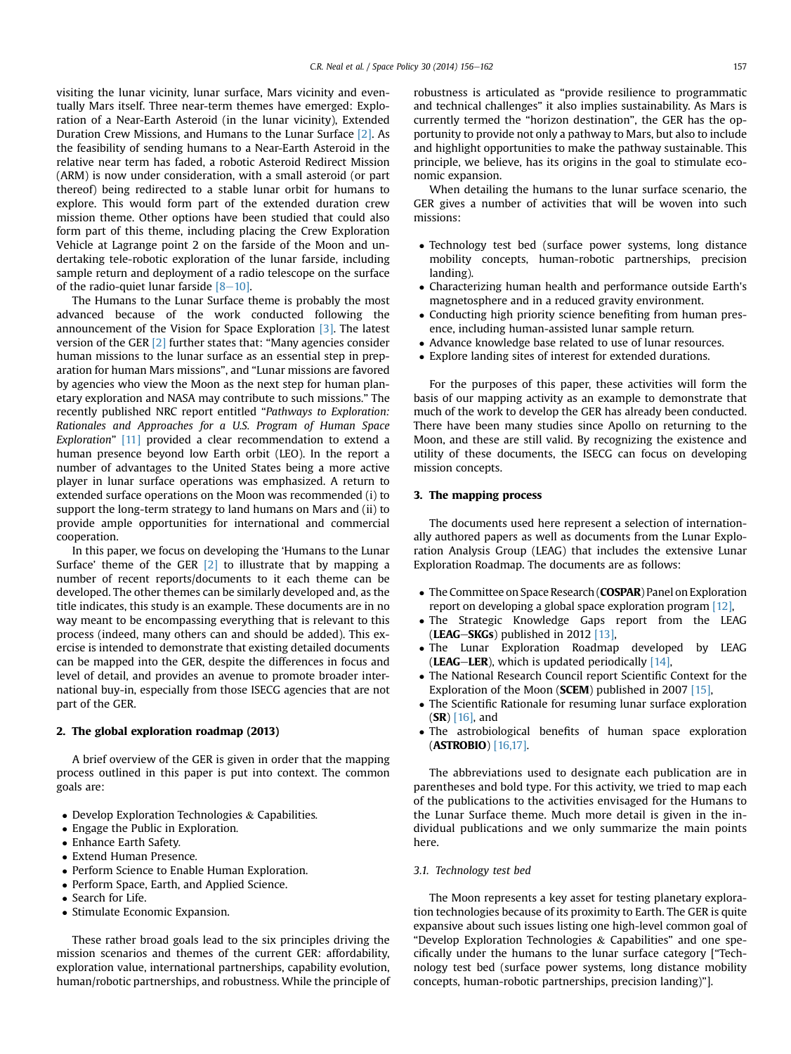visiting the lunar vicinity, lunar surface, Mars vicinity and eventually Mars itself. Three near-term themes have emerged: Exploration of a Near-Earth Asteroid (in the lunar vicinity), Extended Duration Crew Missions, and Humans to the Lunar Surface [2]. As the feasibility of sending humans to a Near-Earth Asteroid in the relative near term has faded, a robotic Asteroid Redirect Mission (ARM) is now under consideration, with a small asteroid (or part thereof) being redirected to a stable lunar orbit for humans to explore. This would form part of the extended duration crew mission theme. Other options have been studied that could also form part of this theme, including placing the Crew Exploration Vehicle at Lagrange point 2 on the farside of the Moon and undertaking tele-robotic exploration of the lunar farside, including sample return and deployment of a radio telescope on the surface of the radio-quiet lunar farside [8–10].

The Humans to the Lunar Surface theme is probably the most advanced because of the work conducted following the announcement of the Vision for Space Exploration [3]. The latest version of the GER [2] further states that: "Many agencies consider human missions to the lunar surface as an essential step in preparation for human Mars missions", and "Lunar missions are favored by agencies who view the Moon as the next step for human planetary exploration and NASA may contribute to such missions." The recently published NRC report entitled "*Pathways to Exploration: Rationales and Approaches for a U.S. Program of Human Space Exploration*" [11] provided a clear recommendation to extend a human presence beyond low Earth orbit (LEO). In the report a number of advantages to the United States being a more active player in lunar surface operations was emphasized. A return to extended surface operations on the Moon was recommended (i) to support the long-term strategy to land humans on Mars and (ii) to provide ample opportunities for international and commercial cooperation.

In this paper, we focus on developing the 'Humans to the Lunar Surface' theme of the GER [2] to illustrate that by mapping a number of recent reports/documents to it each theme can be developed. The other themes can be similarly developed and, as the title indicates, this study is an example. These documents are in no way meant to be encompassing everything that is relevant to this process (indeed, many others can and should be added). This exercise is intended to demonstrate that existing detailed documents can be mapped into the GER, despite the differences in focus and level of detail, and provides an avenue to promote broader international buy-in, especially from those ISECG agencies that are not part of the GER.

## 2. The global exploration roadmap (2013)

A brief overview of the GER is given in order that the mapping process outlined in this paper is put into context. The common goals are:

- Develop Exploration Technologies & Capabilities.
- Engage the Public in Exploration.
- Enhance Earth Safety.
- Extend Human Presence.
- Perform Science to Enable Human Exploration.
- Perform Space, Earth, and Applied Science.
- Search for Life.
- Stimulate Economic Expansion.

These rather broad goals lead to the six principles driving the mission scenarios and themes of the current GER: affordability, exploration value, international partnerships, capability evolution, human/robotic partnerships, and robustness. While the principle of robustness is articulated as "provide resilience to programmatic and technical challenges" it also implies sustainability. As Mars is currently termed the "horizon destination", the GER has the opportunity to provide not only a pathway to Mars, but also to include and highlight opportunities to make the pathway sustainable. This principle, we believe, has its origins in the goal to stimulate economic expansion.

When detailing the humans to the lunar surface scenario, the GER gives a number of activities that will be woven into such missions:

- Technology test bed (surface power systems, long distance mobility concepts, human-robotic partnerships, precision landing).
- Characterizing human health and performance outside Earth's magnetosphere and in a reduced gravity environment.
- Conducting high priority science benefiting from human presence, including human-assisted lunar sample return.
- Advance knowledge base related to use of lunar resources.
- Explore landing sites of interest for extended durations.

For the purposes of this paper, these activities will form the basis of our mapping activity as an example to demonstrate that much of the work to develop the GER has already been conducted. There have been many studies since Apollo on returning to the Moon, and these are still valid. By recognizing the existence and utility of these documents, the ISECG can focus on developing mission concepts.

## 3. The mapping process

The documents used here represent a selection of internationally authored papers as well as documents from the Lunar Exploration Analysis Group (LEAG) that includes the extensive Lunar Exploration Roadmap. The documents are as follows:

- The Committee on Space Research (**COSPAR**) Panel on Exploration report on developing a global space exploration program [12],
- The Strategic Knowledge Gaps report from the LEAG (**LEAG–SKGs**) published in 2012 [13],
- The Lunar Exploration Roadmap developed by LEAG (**LEAG–LER**), which is updated periodically [14],
- The National Research Council report Scientific Context for the Exploration of the Moon (**SCEM**) published in 2007 [15],
- The Scientific Rationale for resuming lunar surface exploration (**SR**) [16], and
- The astrobiological benefits of human space exploration (**ASTROBIO**) [16,17].

The abbreviations used to designate each publication are in parentheses and bold type. For this activity, we tried to map each of the publications to the activities envisaged for the Humans to the Lunar Surface theme. Much more detail is given in the individual publications and we only summarize the main points here.

### 3.1. Technology test bed

The Moon represents a key asset for testing planetary exploration technologies because of its proximity to Earth. The GER is quite expansive about such issues listing one high-level common goal of "Develop Exploration Technologies & Capabilities" and one specifically under the humans to the lunar surface category ["Technology test bed (surface power systems, long distance mobility concepts, human-robotic partnerships, precision landing)"].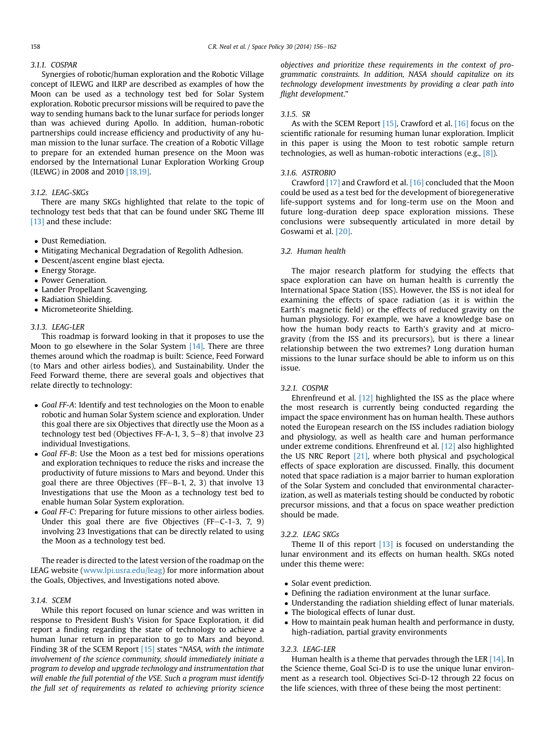#### 3.1.1. COSPAR

Synergies of robotic/human exploration and the Robotic Village concept of ILEWG and ILRP are described as examples of how the Moon can be used as a technology test bed for Solar System exploration. Robotic precursor missions will be required to pave the way to sending humans back to the lunar surface for periods longer than was achieved during Apollo. In addition, human-robotic partnerships could increase efficiency and productivity of any human mission to the lunar surface. The creation of a Robotic Village to prepare for an extended human presence on the Moon was endorsed by the International Lunar Exploration Working Group (ILEWG) in 2008 and 2010 [18,19].

#### 3.1.2. LEAG-SKGs

There are many SKGs highlighted that relate to the topic of technology test beds that that can be found under SKG Theme III [13] and these include:

- Dust Remediation.
- Mitigating Mechanical Degradation of Regolith Adhesion.
- Descent/ascent engine blast ejecta.
- Energy Storage.
- Power Generation.
- Lander Propellant Scavenging.
- Radiation Shielding.
- Micrometeorite Shielding.

#### 3.1.3. LEAG-LER

This roadmap is forward looking in that it proposes to use the Moon to go elsewhere in the Solar System [14]. There are three themes around which the roadmap is built: Science, Feed Forward (to Mars and other airless bodies), and Sustainability. Under the Feed Forward theme, there are several goals and objectives that relate directly to technology:

- *Goal FF-A*: Identify and test technologies on the Moon to enable robotic and human Solar System science and exploration. Under this goal there are six Objectives that directly use the Moon as a technology test bed (Objectives FF-A-1, 3, 5–8) that involve 23 individual Investigations.
- *Goal FF-B*: Use the Moon as a test bed for missions operations and exploration techniques to reduce the risks and increase the productivity of future missions to Mars and beyond. Under this goal there are three Objectives (FF–B-1, 2, 3) that involve 13 Investigations that use the Moon as a technology test bed to enable human Solar System exploration.
- *Goal FF-C*: Preparing for future missions to other airless bodies. Under this goal there are five Objectives (FF–C-1-3, 7, 9) involving 23 Investigations that can be directly related to using the Moon as a technology test bed.

The reader is directed to the latest version of the roadmap on the LEAG website (www.lpi.usra.edu/leag) for more information about the Goals, Objectives, and Investigations noted above.

#### 3.1.4. SCEM

While this report focused on lunar science and was written in response to President Bush's Vision for Space Exploration, it did report a finding regarding the state of technology to achieve a human lunar return in preparation to go to Mars and beyond. Finding 3R of the SCEM Report [15] states "*NASA, with the intimate involvement of the science community, should immediately initiate a program to develop and upgrade technology and instrumentation that will enable the full potential of the VSE. Such a program must identify the full set of requirements as related to achieving priority science objectives and prioritize these requirements in the context of programmatic constraints. In addition, NASA should capitalize on its technology development investments by providing a clear path into flight development*."

#### 3.1.5. SR

As with the SCEM Report [15], Crawford et al. [16] focus on the scientific rationale for resuming human lunar exploration. Implicit in this paper is using the Moon to test robotic sample return technologies, as well as human-robotic interactions (e.g., [8]).

#### 3.1.6. ASTROBIO

Crawford [17] and Crawford et al. [16] concluded that the Moon could be used as a test bed for the development of bioregenerative life-support systems and for long-term use on the Moon and future long-duration deep space exploration missions. These conclusions were subsequently articulated in more detail by Goswami et al. [20].

### 3.2. Human health

The major research platform for studying the effects that space exploration can have on human health is currently the International Space Station (ISS). However, the ISS is not ideal for examining the effects of space radiation (as it is within the Earth's magnetic field) or the effects of reduced gravity on the human physiology. For example, we have a knowledge base on how the human body reacts to Earth's gravity and at microgravity (from the ISS and its precursors), but is there a linear relationship between the two extremes? Long duration human missions to the lunar surface should be able to inform us on this issue.

#### 3.2.1. COSPAR

Ehrenfreund et al. [12] highlighted the ISS as the place where the most research is currently being conducted regarding the impact the space environment has on human health. These authors noted the European research on the ISS includes radiation biology and physiology, as well as health care and human performance under extreme conditions. Ehrenfreund et al. [12] also highlighted the US NRC Report [21], where both physical and psychological effects of space exploration are discussed. Finally, this document noted that space radiation is a major barrier to human exploration of the Solar System and concluded that environmental characterization, as well as materials testing should be conducted by robotic precursor missions, and that a focus on space weather prediction should be made.

#### 3.2.2. LEAG SKGs

Theme II of this report [13] is focused on understanding the lunar environment and its effects on human health. SKGs noted under this theme were:

- Solar event prediction.
- Defining the radiation environment at the lunar surface.
- Understanding the radiation shielding effect of lunar materials.
- The biological effects of lunar dust.
- How to maintain peak human health and performance in dusty, high-radiation, partial gravity environments

#### 3.2.3. LEAG-LER

Human health is a theme that pervades through the LER [14]. In the Science theme, Goal Sci-D is to use the unique lunar environment as a research tool. Objectives Sci-D-12 through 22 focus on the life sciences, with three of these being the most pertinent: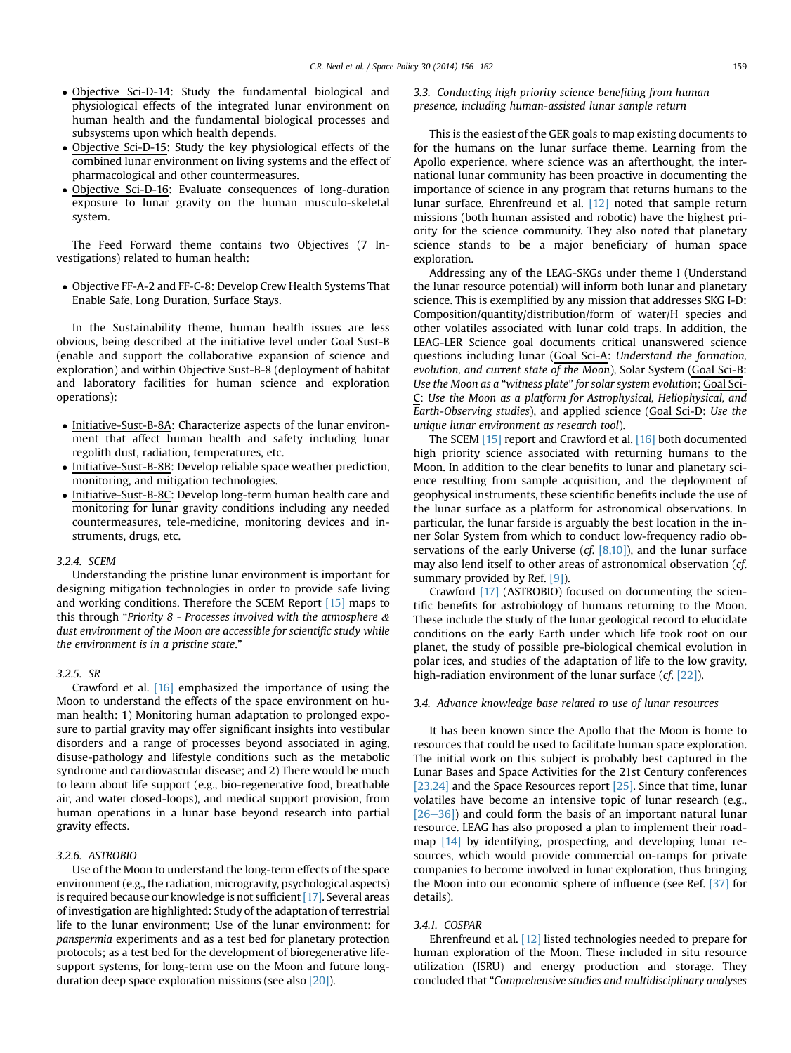- <u>Objective Sci-D-14</u>: Study the fundamental biological and physiological effects of the integrated lunar environment on human health and the fundamental biological processes and subsystems upon which health depends.
- <u>Objective Sci-D-15</u>: Study the key physiological effects of the combined lunar environment on living systems and the effect of pharmacological and other countermeasures.
- <u>Objective Sci-D-16</u>: Evaluate consequences of long-duration exposure to lunar gravity on the human musculo-skeletal system.

The Feed Forward theme contains two Objectives (7 Investigations) related to human health:

- Objective FF-A-2 and FF-C-8: Develop Crew Health Systems That Enable Safe, Long Duration, Surface Stays.

In the Sustainability theme, human health issues are less obvious, being described at the initiative level under Goal Sust-B (enable and support the collaborative expansion of science and exploration) and within Objective Sust-B-8 (deployment of habitat and laboratory facilities for human science and exploration operations):

- <u>Initiative-Sust-B-8A</u>: Characterize aspects of the lunar environment that affect human health and safety including lunar regolith dust, radiation, temperatures, etc.
- <u>Initiative-Sust-B-8B</u>: Develop reliable space weather prediction, monitoring, and mitigation technologies.
- <u>Initiative-Sust-B-8C</u>: Develop long-term human health care and monitoring for lunar gravity conditions including any needed countermeasures, tele-medicine, monitoring devices and instruments, drugs, etc.

#### 3.2.4. SCEM

Understanding the pristine lunar environment is important for designing mitigation technologies in order to provide safe living and working conditions. Therefore the SCEM Report [15] maps to this through "*Priority 8 - Processes involved with the atmosphere & dust environment of the Moon are accessible for scientific study while the environment is in a pristine state.*"

#### 3.2.5. SR

Crawford et al. [16] emphasized the importance of using the Moon to understand the effects of the space environment on human health: 1) Monitoring human adaptation to prolonged exposure to partial gravity may offer significant insights into vestibular disorders and a range of processes beyond associated in aging, disuse-pathology and lifestyle conditions such as the metabolic syndrome and cardiovascular disease; and 2) There would be much to learn about life support (e.g., bio-regenerative food, breathable air, and water closed-loops), and medical support provision, from human operations in a lunar base beyond research into partial gravity effects.

#### 3.2.6. ASTROBIO

Use of the Moon to understand the long-term effects of the space environment (e.g., the radiation, microgravity, psychological aspects) is required because our knowledge is not sufficient [17]. Several areas of investigation are highlighted: Study of the adaptation of terrestrial life to the lunar environment; Use of the lunar environment: for *panspermia* experiments and as a test bed for planetary protection protocols; as a test bed for the development of bioregenerative life-support systems, for long-term use on the Moon and future long-duration deep space exploration missions (see also [20]).

### 3.3. Conducting high priority science benefiting from human presence, including human-assisted lunar sample return

This is the easiest of the GER goals to map existing documents to for the humans on the lunar surface theme. Learning from the Apollo experience, where science was an afterthought, the international lunar community has been proactive in documenting the importance of science in any program that returns humans to the lunar surface. Ehrenfreund et al. [12] noted that sample return missions (both human assisted and robotic) have the highest priority for the science community. They also noted that planetary science stands to be a major beneficiary of human space exploration.

Addressing any of the LEAG-SKGs under theme I (Understand the lunar resource potential) will inform both lunar and planetary science. This is exemplified by any mission that addresses SKG I-D: Composition/quantity/distribution/form of water/H species and other volatiles associated with lunar cold traps. In addition, the LEAG-LER Science goal documents critical unanswered science questions including lunar (<u>Goal Sci-A</u>: *Understand the formation, evolution, and current state of the Moon*), Solar System (<u>Goal Sci-B</u>: *Use the Moon as a "witness plate" for solar system evolution*; <u>Goal Sci-C</u>: *Use the Moon as a platform for Astrophysical, Heliophysical, and Earth-Observing studies*), and applied science (<u>Goal Sci-D</u>: *Use the unique lunar environment as research tool*).

The SCEM [15] report and Crawford et al. [16] both documented high priority science associated with returning humans to the Moon. In addition to the clear benefits to lunar and planetary science resulting from sample acquisition, and the deployment of geophysical instruments, these scientific benefits include the use of the lunar surface as a platform for astronomical observations. In particular, the lunar farside is arguably the best location in the inner Solar System from which to conduct low-frequency radio observations of the early Universe (*cf.* [8,10]), and the lunar surface may also lend itself to other areas of astronomical observation (*cf.* summary provided by Ref. [9]).

Crawford [17] (ASTROBIO) focused on documenting the scientific benefits for astrobiology of humans returning to the Moon. These include the study of the lunar geological record to elucidate conditions on the early Earth under which life took root on our planet, the study of possible pre-biological chemical evolution in polar ices, and studies of the adaptation of life to the low gravity, high-radiation environment of the lunar surface (*cf.* [22]).

### 3.4. Advance knowledge base related to use of lunar resources

It has been known since the Apollo that the Moon is home to resources that could be used to facilitate human space exploration. The initial work on this subject is probably best captured in the Lunar Bases and Space Activities for the 21st Century conferences [23,24] and the Space Resources report [25]. Since that time, lunar volatiles have become an intensive topic of lunar research (e.g., [26–36]) and could form the basis of an important natural lunar resource. LEAG has also proposed a plan to implement their roadmap [14] by identifying, prospecting, and developing lunar resources, which would provide commercial on-ramps for private companies to become involved in lunar exploration, thus bringing the Moon into our economic sphere of influence (see Ref. [37] for details).

#### 3.4.1. COSPAR

Ehrenfreund et al. [12] listed technologies needed to prepare for human exploration of the Moon. These included in situ resource utilization (ISRU) and energy production and storage. They concluded that "*Comprehensive studies and multidisciplinary analyses*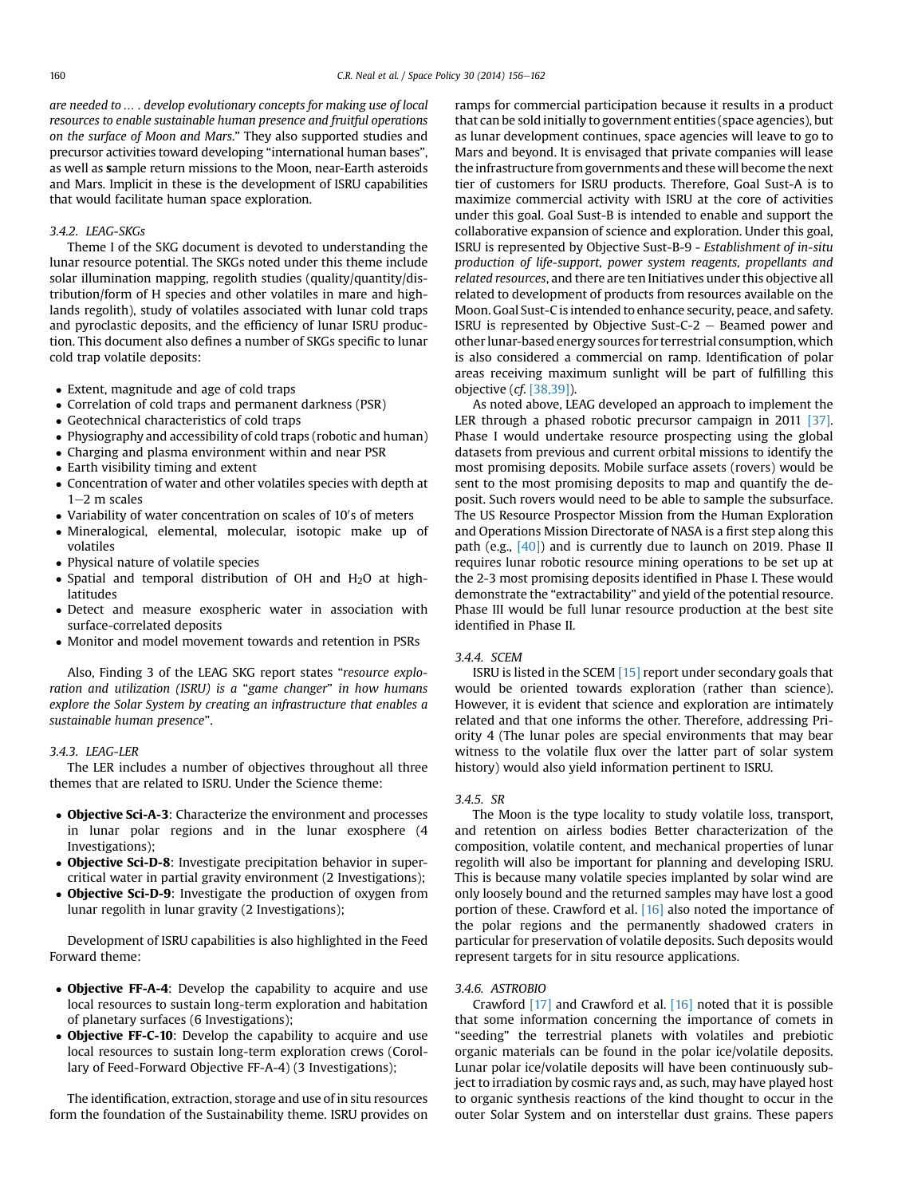*are needed to … . develop evolutionary concepts for making use of local resources to enable sustainable human presence and fruitful operations on the surface of Moon and Mars.*" They also supported studies and precursor activities toward developing "international human bases", as well as **s**ample return missions to the Moon, near-Earth asteroids and Mars. Implicit in these is the development of ISRU capabilities that would facilitate human space exploration.

### 3.4.2. LEAG-SKGs

Theme I of the SKG document is devoted to understanding the lunar resource potential. The SKGs noted under this theme include solar illumination mapping, regolith studies (quality/quantity/distribution/form of H species and other volatiles in mare and highlands regolith), study of volatiles associated with lunar cold traps and pyroclastic deposits, and the efficiency of lunar ISRU production. This document also defines a number of SKGs specific to lunar cold trap volatile deposits:

- Extent, magnitude and age of cold traps
- Correlation of cold traps and permanent darkness (PSR)
- Geotechnical characteristics of cold traps
- Physiography and accessibility of cold traps (robotic and human)
- Charging and plasma environment within and near PSR
- Earth visibility timing and extent
- Concentration of water and other volatiles species with depth at 1–2 m scales
- Variability of water concentration on scales of 10′s of meters
- Mineralogical, elemental, molecular, isotopic make up of volatiles
- Physical nature of volatile species
- Spatial and temporal distribution of OH and $H_2O$ at high-latitudes
- Detect and measure exospheric water in association with surface-correlated deposits
- Monitor and model movement towards and retention in PSRs

Also, Finding 3 of the LEAG SKG report states "*resource exploration and utilization (ISRU) is a "game changer" in how humans explore the Solar System by creating an infrastructure that enables a sustainable human presence*".

### 3.4.3. LEAG-LER

The LER includes a number of objectives throughout all three themes that are related to ISRU. Under the Science theme:

- **Objective Sci-A-3**: Characterize the environment and processes in lunar polar regions and in the lunar exosphere (4 Investigations);
- **Objective Sci-D-8**: Investigate precipitation behavior in supercritical water in partial gravity environment (2 Investigations);
- **Objective Sci-D-9**: Investigate the production of oxygen from lunar regolith in lunar gravity (2 Investigations);

Development of ISRU capabilities is also highlighted in the Feed Forward theme:

- **Objective FF-A-4**: Develop the capability to acquire and use local resources to sustain long-term exploration and habitation of planetary surfaces (6 Investigations);
- **Objective FF-C-10**: Develop the capability to acquire and use local resources to sustain long-term exploration crews (Corollary of Feed-Forward Objective FF-A-4) (3 Investigations);

The identification, extraction, storage and use of in situ resources form the foundation of the Sustainability theme. ISRU provides on ramps for commercial participation because it results in a product that can be sold initially to government entities (space agencies), but as lunar development continues, space agencies will leave to go to Mars and beyond. It is envisaged that private companies will lease the infrastructure from governments and these will become the next tier of customers for ISRU products. Therefore, Goal Sust-A is to maximize commercial activity with ISRU at the core of activities under this goal. Goal Sust-B is intended to enable and support the collaborative expansion of science and exploration. Under this goal, ISRU is represented by Objective Sust-B-9 - *Establishment of in-situ production of life-support, power system reagents, propellants and related resources*, and there are ten Initiatives under this objective all related to development of products from resources available on the Moon. Goal Sust-C is intended to enhance security, peace, and safety. ISRU is represented by Objective Sust-C-2 – Beamed power and other lunar-based energy sources for terrestrial consumption, which is also considered a commercial on ramp. Identification of polar areas receiving maximum sunlight will be part of fulfilling this objective (*cf.* [38,39]).

As noted above, LEAG developed an approach to implement the LER through a phased robotic precursor campaign in 2011 [37]. Phase I would undertake resource prospecting using the global datasets from previous and current orbital missions to identify the most promising deposits. Mobile surface assets (rovers) would be sent to the most promising deposits to map and quantify the deposit. Such rovers would need to be able to sample the subsurface. The US Resource Prospector Mission from the Human Exploration and Operations Mission Directorate of NASA is a first step along this path (e.g., [40]) and is currently due to launch on 2019. Phase II requires lunar robotic resource mining operations to be set up at the 2-3 most promising deposits identified in Phase I. These would demonstrate the "extractability" and yield of the potential resource. Phase III would be full lunar resource production at the best site identified in Phase II.

### 3.4.4. SCEM

ISRU is listed in the SCEM [15] report under secondary goals that would be oriented towards exploration (rather than science). However, it is evident that science and exploration are intimately related and that one informs the other. Therefore, addressing Priority 4 (The lunar poles are special environments that may bear witness to the volatile flux over the latter part of solar system history) would also yield information pertinent to ISRU.

### 3.4.5. SR

The Moon is the type locality to study volatile loss, transport, and retention on airless bodies Better characterization of the composition, volatile content, and mechanical properties of lunar regolith will also be important for planning and developing ISRU. This is because many volatile species implanted by solar wind are only loosely bound and the returned samples may have lost a good portion of these. Crawford et al. [16] also noted the importance of the polar regions and the permanently shadowed craters in particular for preservation of volatile deposits. Such deposits would represent targets for in situ resource applications.

### 3.4.6. ASTROBIO

Crawford [17] and Crawford et al. [16] noted that it is possible that some information concerning the importance of comets in "seeding" the terrestrial planets with volatiles and prebiotic organic materials can be found in the polar ice/volatile deposits. Lunar polar ice/volatile deposits will have been continuously subject to irradiation by cosmic rays and, as such, may have played host to organic synthesis reactions of the kind thought to occur in the outer Solar System and on interstellar dust grains. These papers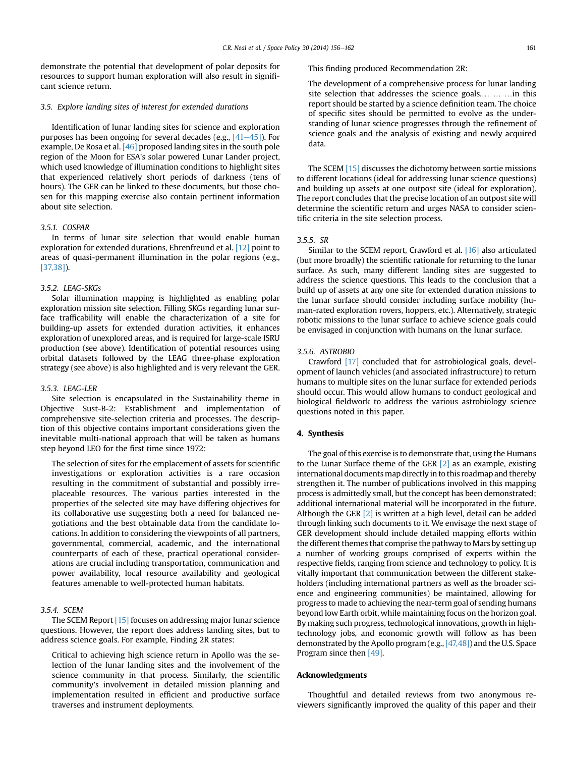demonstrate the potential that development of polar deposits for resources to support human exploration will also result in significant science return.

### 3.5. Explore landing sites of interest for extended durations

Identification of lunar landing sites for science and exploration purposes has been ongoing for several decades (e.g., [41–45]). For example, De Rosa et al. [46] proposed landing sites in the south pole region of the Moon for ESA's solar powered Lunar Lander project, which used knowledge of illumination conditions to highlight sites that experienced relatively short periods of darkness (tens of hours). The GER can be linked to these documents, but those chosen for this mapping exercise also contain pertinent information about site selection.

#### 3.5.1. COSPAR

In terms of lunar site selection that would enable human exploration for extended durations, Ehrenfreund et al. [12] point to areas of quasi-permanent illumination in the polar regions (e.g., [37,38]).

#### 3.5.2. LEAG-SKGs

Solar illumination mapping is highlighted as enabling polar exploration mission site selection. Filling SKGs regarding lunar surface trafficability will enable the characterization of a site for building-up assets for extended duration activities, it enhances exploration of unexplored areas, and is required for large-scale ISRU production (see above). Identification of potential resources using orbital datasets followed by the LEAG three-phase exploration strategy (see above) is also highlighted and is very relevant the GER.

#### 3.5.3. LEAG-LER

Site selection is encapsulated in the Sustainability theme in Objective Sust-B-2: Establishment and implementation of comprehensive site-selection criteria and processes. The description of this objective contains important considerations given the inevitable multi-national approach that will be taken as humans step beyond LEO for the first time since 1972:

> The selection of sites for the emplacement of assets for scientific investigations or exploration activities is a rare occasion resulting in the commitment of substantial and possibly irreplaceable resources. The various parties interested in the properties of the selected site may have differing objectives for its collaborative use suggesting both a need for balanced negotiations and the best obtainable data from the candidate locations. In addition to considering the viewpoints of all partners, governmental, commercial, academic, and the international counterparts of each of these, practical operational considerations are crucial including transportation, communication and power availability, local resource availability and geological features amenable to well-protected human habitats.

#### 3.5.4. SCEM

The SCEM Report [15] focuses on addressing major lunar science questions. However, the report does address landing sites, but to address science goals. For example, Finding 2R states:

> Critical to achieving high science return in Apollo was the selection of the lunar landing sites and the involvement of the science community in that process. Similarly, the scientific community's involvement in detailed mission planning and implementation resulted in efficient and productive surface traverses and instrument deployments.

This finding produced Recommendation 2R:

> The development of a comprehensive process for lunar landing site selection that addresses the science goals.… … …in this report should be started by a science definition team. The choice of specific sites should be permitted to evolve as the understanding of lunar science progresses through the refinement of science goals and the analysis of existing and newly acquired data.

The SCEM [15] discusses the dichotomy between sortie missions to different locations (ideal for addressing lunar science questions) and building up assets at one outpost site (ideal for exploration). The report concludes that the precise location of an outpost site will determine the scientific return and urges NASA to consider scientific criteria in the site selection process.

#### 3.5.5. SR

Similar to the SCEM report, Crawford et al. [16] also articulated (but more broadly) the scientific rationale for returning to the lunar surface. As such, many different landing sites are suggested to address the science questions. This leads to the conclusion that a build up of assets at any one site for extended duration missions to the lunar surface should consider including surface mobility (human-rated exploration rovers, hoppers, etc.). Alternatively, strategic robotic missions to the lunar surface to achieve science goals could be envisaged in conjunction with humans on the lunar surface.

#### 3.5.6. ASTROBIO

Crawford [17] concluded that for astrobiological goals, development of launch vehicles (and associated infrastructure) to return humans to multiple sites on the lunar surface for extended periods should occur. This would allow humans to conduct geological and biological fieldwork to address the various astrobiology science questions noted in this paper.

## 4. Synthesis

The goal of this exercise is to demonstrate that, using the Humans to the Lunar Surface theme of the GER [2] as an example, existing international documents map directly in to this roadmap and thereby strengthen it. The number of publications involved in this mapping process is admittedly small, but the concept has been demonstrated; additional international material will be incorporated in the future. Although the GER [2] is written at a high level, detail can be added through linking such documents to it. We envisage the next stage of GER development should include detailed mapping efforts within the different themes that comprise the pathway to Mars by setting up a number of working groups comprised of experts within the respective fields, ranging from science and technology to policy. It is vitally important that communication between the different stakeholders (including international partners as well as the broader science and engineering communities) be maintained, allowing for progress to made to achieving the near-term goal of sending humans beyond low Earth orbit, while maintaining focus on the horizon goal. By making such progress, technological innovations, growth in high-technology jobs, and economic growth will follow as has been demonstrated by the Apollo program (e.g., [47,48]) and the U.S. Space Program since then [49].

## Acknowledgments

Thoughtful and detailed reviews from two anonymous reviewers significantly improved the quality of this paper and their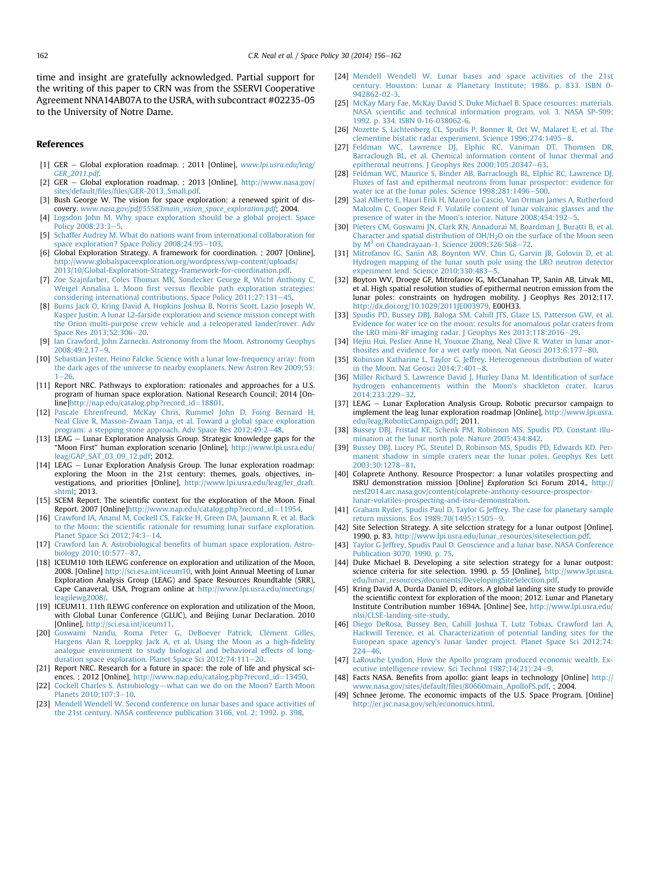time and insight are gratefully acknowledged. Partial support for the writing of this paper to CRN was from the SSERVI Cooperative Agreement NNA14AB07A to the USRA, with subcontract #02235-05 to the University of Notre Dame.

## References

[1] GER – Global exploration roadmap. ; 2011 [Online], *www.lpi.usra.edu/leag/GER_2011.pdf*.

[2] GER – Global exploration roadmap. ; 2013 [Online], http://www.nasa.gov/sites/default/files/files/GER-2013_Small.pdf.

[3] Bush George W. The vision for space exploration: a renewed spirit of discovery. *www.nasa.gov/pdf/55583main_vision_space_exploration.pdf*; 2004.

[4] Logsdon John M. Why space exploration should be a global project. Space Policy 2008;23:3–5.

[5] Schaffer Audrey M. What do nations want from international collaboration for space exploration? Space Policy 2008;24:95–103.

[6] Global Exploration Strategy. A framework for coordination. ; 2007 [Online], http://www.globalspaceexploration.org/wordpress/wp-content/uploads/2013/10/Global-Exploration-Strategy-framework-for-coordination.pdf.

[7] Zoe Szajnfarber, Coles Thomas MK, Sondecker George R, Wicht Anthony C, Weigel Annalisa L. Moon first versus flexible path exploration strategies: considering international contributions. Space Policy 2011;27:131–45.

[8] Burns Jack O, Kring David A, Hopkins Joshua B, Norris Scott, Lazio Joseph W, Kasper Justin. A lunar L2-farside exploration and science mission concept with the Orion multi-purpose crew vehicle and a teleoperated lander/rover. Adv Space Res 2013;52:306–20.

[9] Ian Crawford, John Zarnecki. Astronomy from the Moon. Astronomy Geophys 2008;49:2.17–9.

[10] Sebastian Jester, Heino Falcke. Science with a lunar low-frequency array: from the dark ages of the universe to nearby exoplanets. New Astron Rev 2009;53:1–26.

[11] Report NRC. Pathways to exploration: rationales and approaches for a U.S. program of human space exploration. National Research Council; 2014 [Online]http://nap.edu/catalog.php?record_id=18801.

[12] Pascale Ehrenfreund, McKay Chris, Rummel John D, Foing Bernard H, Neal Clive R, Masson-Zwaan Tanja, et al. Toward a global space exploration program: a stepping stone approach. Adv Space Res 2012;49:2–48.

[13] LEAG – Lunar Exploration Analysis Group. Strategic knowledge gaps for the "Moon First" human exploration scenario [Online], http://www.lpi.usra.edu/leag/GAP_SAT_03_09_12.pdf; 2012.

[14] LEAG – Lunar Exploration Analysis Group. The lunar exploration roadmap: exploring the Moon in the 21st century: themes, goals, objectives, investigations, and priorities [Online], http://www.lpi.usra.edu/leag/ler_draft.shtml; 2013.

[15] SCEM Report. The scientific context for the exploration of the Moon. Final Report. 2007 [Online]http://www.nap.edu/catalog.php?record_id=11954.

[16] Crawford IA, Anand M, Cockell CS, Falcke H, Green DA, Jaumann R, et al. Back to the Moon: the scientific rationale for resuming lunar surface exploration. Planet Space Sci 2012;74:3–14.

[17] Crawford Ian A. Astrobiological benefits of human space exploration. Astrobiology 2010;10:577–87.

[18] ICEUM10 10th ILEWG conference on exploration and utilization of the Moon, 2008. [Online] http://sci.esa.int/iceum10, with Joint Annual Meeting of Lunar Exploration Analysis Group (LEAG) and Space Resources Roundtable (SRR), Cape Canaveral, USA, Program online at http://www.lpi.usra.edu/meetings/leagilewg2008/.

[19] ICEUM11. 11th ILEWG conference on exploration and utilization of the Moon, with Global Lunar Conference (GLUC), and Beijing Lunar Declaration. 2010 [Online], http://sci.esa.int/iceum11.

[20] Goswami Nandu, Roma Peter G, DeBoever Patrick, Clément Gilles, Hargens Alan R, Loeppky Jack A, et al. Using the Moon as a high-fidelity analogue environment to study biological and behavioral effects of long-duration space exploration. Planet Space Sci 2012;74:111–20.

[21] Report NRC. Research for a future in space: the role of life and physical sciences. ; 2012 [Online], http://www.nap.edu/catalog.php?record_id=13450.

[22] Cockell Charles S. Astrobiology—what can we do on the Moon? Earth Moon Planets 2010;107:3–10.

[23] Mendell Wendell W. Second conference on lunar bases and space activities of the 21st century. NASA conference publication 3166, vol. 2; 1992. p. 398.

[24] Mendell Wendell W. Lunar bases and space activities of the 21st century. Houston: Lunar & Planetary Institute; 1986. p. 833. ISBN 0-942862-02-3.

[25] McKay Mary Fae, McKay David S, Duke Michael B. Space resources: materials. NASA scientific and technical information program, vol. 3. NASA SP-509; 1992. p. 334. ISBN 0-16-038062-6.

[26] Nozette S, Lichtenberg CL, Spudis P, Bonner R, Ort W, Malaret E, et al. The clementine bistatic radar experiment. Science 1996;274:1495–8.

[27] Feldman WC, Lawrence DJ, Elphic RC, Vaniman DT, Thomsen DR, Barraclough BL, et al. Chemical information content of lunar thermal and epithermal neutrons. J Geophys Res 2000;105:20347–63.

[28] Feldman WC, Maurice S, Binder AB, Barraclough BL, Elphic RC, Lawrence DJ. Fluxes of fast and epithermal neutrons from lunar prospector: evidence for water ice at the lunar poles. Science 1998;281:1496–500.

[29] Saal Alberto E, Hauri Erik H, Mauro Lo Cascio, Van Orman James A, Rutherford Malcolm C, Cooper Reid F. Volatile content of lunar volcanic glasses and the presence of water in the Moon's interior. Nature 2008;454:192–5.

[30] Pieters CM, Goswami JN, Clark RN, Annadurai M, Boardman J, Buratti B, et al. Character and spatial distribution of OH/$H_2O$ on the surface of the Moon seen by $M^3$ on Chandrayaan-1. Science 2009;326:568–72.

[31] Mitrofanov IG, Sanin AB, Boynton WV, Chin G, Garvin JB, Golovin D, et al. Hydrogen mapping of the lunar south pole using the LRO neutron detector experiment lend. Science 2010;330:483–5.

[32] Boyton WV, Droege GF, Mitrofanov IG, McClanahan TP, Sanin AB, Litvak ML, et al. High spatial resolution studies of epithermal neutron emission from the lunar poles: constraints on hydrogen mobility. J Geophys Res 2012;117. http://dx.doi.org/10.1029/2011JE003979. E00H33.

[33] Spudis PD, Bussey DBJ, Baloga SM, Cahill JTS, Glaze LS, Patterson GW, et al. Evidence for water ice on the moon: results for anomalous polar craters from the LRO mini-RF imaging radar. J Geophys Res 2013;118:2016–29.

[34] Hejiu Hui, Peslier Anne H, Youxue Zhang, Neal Clive R. Water in lunar anorthosites and evidence for a wet early moon. Nat Geosci 2013;6:177–80.

[35] Robinson Katharine L, Taylor G, Jeffrey. Heterogeneous distribution of water in the Moon. Nat Geosci 2014;7:401–8.

[36] Miller Richard S, Lawrence David J, Hurley Dana M. Identification of surface hydrogen enhancements within the Moon's shackleton crater. Icarus 2014;233:229–32.

[37] LEAG – Lunar Exploration Analysis Group. Robotic precursor campaign to implement the leag lunar exploration roadmap [Online], http://www.lpi.usra.edu/leag/RoboticCampaign.pdf; 2011.

[38] Bussey DBJ, Fristad KE, Schenk PM, Robinson MS, Spudis PD. Constant illumination at the lunar north pole. Nature 2005;434:842.

[39] Bussey DBJ, Lucey PG, Steutel D, Robinson MS, Spudis PD, Edwards KD. Permanent shadow in simple craters near the lunar poles. Geophys Res Lett 2003;30:1278–81.

[40] Colaprete Anthony. Resource Prospector: a lunar volatiles prospecting and ISRU demonstration mission [Online] *Exploration* Sci Forum 2014., http://nesf2014.arc.nasa.gov/content/colaprete-anthony-resource-prospector-lunar-volatiles-prospecting-and-isru-demonstration.

[41] Graham Ryder, Spudis Paul D, Taylor G Jeffrey. The case for planetary sample return missions. Eos 1989;70(1495):1505–9.

[42] Site Selection Strategy. A site selcction strategy for a lunar outpost [Online]. 1990. p. 83. http://www.lpi.usra.edu/lunar_resources/siteselection.pdf.

[43] Taylor G Jeffrey, Spudis Paul D. Geoscience and a lunar base. NASA Conference Publication 3070. 1990. p. 75.

[44] Duke Michael B. Developing a site selection strategy for a lunar outpost: science criteria for site selection. 1990. p. 55 [Online], http://www.lpi.usra.edu/lunar_resources/documents/DevelopingSiteSelection.pdf.

[45] Kring David A, Durda Daniel D, editors. A global landing site study to provide the scientific context for exploration of the moon; 2012. Lunar and Planetary Institute Contribution number 1694A. [Online] See, http://www.lpi.usra.edu/nlsi/CLSE-landing-site-study.

[46] Diego DeRosa, Bussey Ben, Cahill Joshua T, Lutz Tobias, Crawford Ian A, Hackwill Terence, et al. Characterization of potential landing sites for the European space agency's lunar lander project. Planet Space Sci 2012;74:224–46.

[47] LaRouche Lyndon, How the Apollo program produced economic wealth. Executive intelligence review. Sci Technol 1987;14(21):24–9.

[48] Facts NASA. Benefits from apollo: giant leaps in technology [Online] http://www.nasa.gov/sites/default/files/80660main_ApolloFS.pdf, ; 2004.

[49] Schnee Jerome. The economic impacts of the U.S. Space Program. [Online] http://er.jsc.nasa.gov/seh/economics.html.